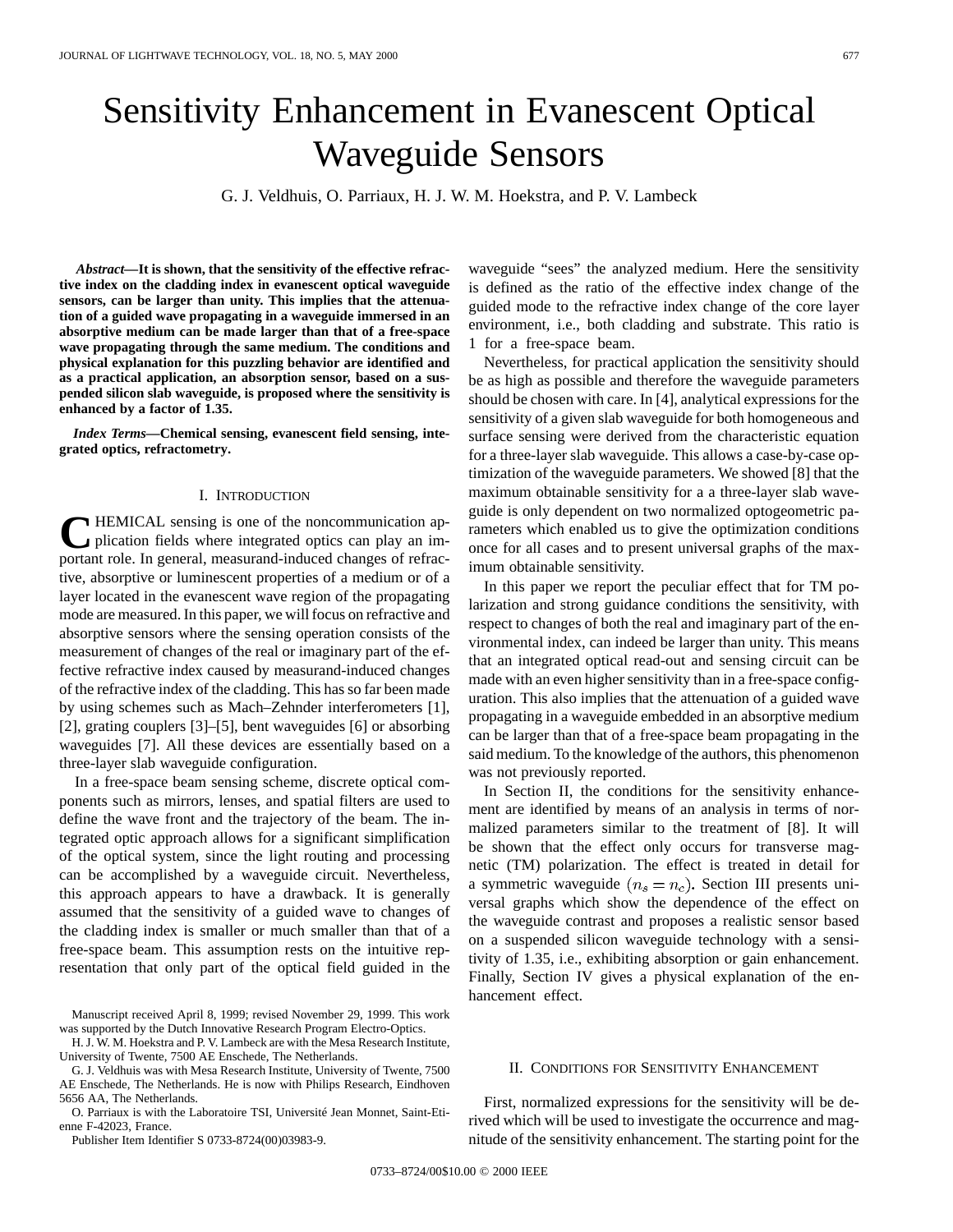# Sensitivity Enhancement in Evanescent Optical Waveguide Sensors

G. J. Veldhuis, O. Parriaux, H. J. W. M. Hoekstra, and P. V. Lambeck

***Abstract*—It is shown, that the sensitivity of the effective refractive index on the cladding index in evanescent optical waveguide sensors, can be larger than unity. This implies that the attenuation of a guided wave propagating in a waveguide immersed in an absorptive medium can be made larger than that of a free-space wave propagating through the same medium. The conditions and physical explanation for this puzzling behavior are identified and as a practical application, an absorption sensor, based on a suspended silicon slab waveguide, is proposed where the sensitivity is enhanced by a factor of 1.35.**

***Index Terms*—Chemical sensing, evanescent field sensing, integrated optics, refractometry.**

## I. Introduction

CHEMICAL sensing is one of the noncommunication application fields where integrated optics can play an important role. In general, measurand-induced changes of refractive, absorptive or luminescent properties of a medium or of a layer located in the evanescent wave region of the propagating mode are measured. In this paper, we will focus on refractive and absorptive sensors where the sensing operation consists of the measurement of changes of the real or imaginary part of the effective refractive index caused by measurand-induced changes of the refractive index of the cladding. This has so far been made by using schemes such as Mach–Zehnder interferometers [1], [2], grating couplers [3]–[5], bent waveguides [6] or absorbing waveguides [7]. All these devices are essentially based on a three-layer slab waveguide configuration.

In a free-space beam sensing scheme, discrete optical components such as mirrors, lenses, and spatial filters are used to define the wave front and the trajectory of the beam. The integrated optic approach allows for a significant simplification of the optical system, since the light routing and processing can be accomplished by a waveguide circuit. Nevertheless, this approach appears to have a drawback. It is generally assumed that the sensitivity of a guided wave to changes of the cladding index is smaller or much smaller than that of a free-space beam. This assumption rests on the intuitive representation that only part of the optical field guided in the waveguide "sees" the analyzed medium. Here the sensitivity is defined as the ratio of the effective index change of the guided mode to the refractive index change of the core layer environment, i.e., both cladding and substrate. This ratio is 1 for a free-space beam.

Nevertheless, for practical application the sensitivity should be as high as possible and therefore the waveguide parameters should be chosen with care. In [4], analytical expressions for the sensitivity of a given slab waveguide for both homogeneous and surface sensing were derived from the characteristic equation for a three-layer slab waveguide. This allows a case-by-case optimization of the waveguide parameters. We showed [8] that the maximum obtainable sensitivity for a a three-layer slab waveguide is only dependent on two normalized optogeometric parameters which enabled us to give the optimization conditions once for all cases and to present universal graphs of the maximum obtainable sensitivity.

In this paper we report the peculiar effect that for TM polarization and strong guidance conditions the sensitivity, with respect to changes of both the real and imaginary part of the environmental index, can indeed be larger than unity. This means that an integrated optical read-out and sensing circuit can be made with an even higher sensitivity than in a free-space configuration. This also implies that the attenuation of a guided wave propagating in a waveguide embedded in an absorptive medium can be larger than that of a free-space beam propagating in the said medium. To the knowledge of the authors, this phenomenon was not previously reported.

In Section II, the conditions for the sensitivity enhancement are identified by means of an analysis in terms of normalized parameters similar to the treatment of [8]. It will be shown that the effect only occurs for transverse magnetic (TM) polarization. The effect is treated in detail for a symmetric waveguide $(n_s = n_c)$. Section III presents universal graphs which show the dependence of the effect on the waveguide contrast and proposes a realistic sensor based on a suspended silicon waveguide technology with a sensitivity of 1.35, i.e., exhibiting absorption or gain enhancement. Finally, Section IV gives a physical explanation of the enhancement effect.

## II. Conditions for Sensitivity Enhancement

First, normalized expressions for the sensitivity will be derived which will be used to investigate the occurrence and magnitude of the sensitivity enhancement. The starting point for the

---

Manuscript received April 8, 1999; revised November 29, 1999. This work was supported by the Dutch Innovative Research Program Electro-Optics.

H. J. W. M. Hoekstra and P. V. Lambeck are with the Mesa Research Institute, University of Twente, 7500 AE Enschede, The Netherlands.

G. J. Veldhuis was with Mesa Research Institute, University of Twente, 7500 AE Enschede, The Netherlands. He is now with Philips Research, Eindhoven 5656 AA, The Netherlands.

O. Parriaux is with the Laboratoire TSI, Université Jean Monnet, Saint-Etienne F-42023, France.

Publisher Item Identifier S 0733-8724(00)03983-9.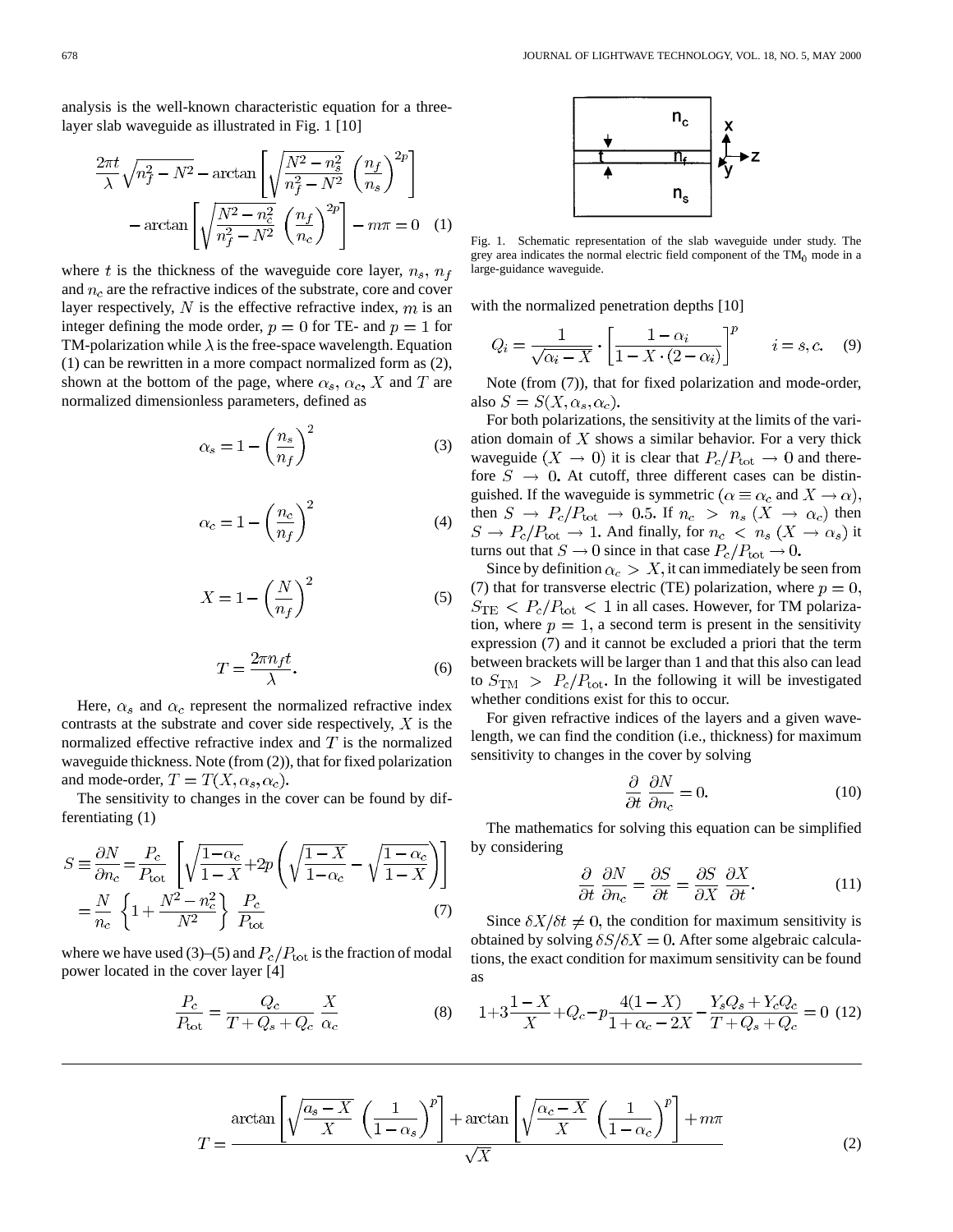analysis is the well-known characteristic equation for a three-layer slab waveguide as illustrated in Fig. 1 [10]

$$\frac{2\pi t}{\lambda}\sqrt{n_f^2 - N^2} - \arctan\left[\sqrt{\frac{N^2 - n_s^2}{n_f^2 - N^2}}\left(\frac{n_f}{n_s}\right)^{2p}\right] - \arctan\left[\sqrt{\frac{N^2 - n_c^2}{n_f^2 - N^2}}\left(\frac{n_f}{n_c}\right)^{2p}\right] - m\pi = 0 \quad (1)$$

where $t$ is the thickness of the waveguide core layer, $n_s$, $n_f$ and $n_c$ are the refractive indices of the substrate, core and cover layer respectively, $N$ is the effective refractive index, $m$ is an integer defining the mode order, $p = 0$ for TE- and $p = 1$ for TM-polarization while $\lambda$ is the free-space wavelength. Equation (1) can be rewritten in a more compact normalized form as (2), shown at the bottom of the page, where $\alpha_s$, $\alpha_c$, $X$ and $T$ are normalized dimensionless parameters, defined as

$$\alpha_s = 1 - \left(\frac{n_s}{n_f}\right)^2 \quad (3)$$

$$\alpha_c = 1 - \left(\frac{n_c}{n_f}\right)^2 \quad (4)$$

$$X = 1 - \left(\frac{N}{n_f}\right)^2 \quad (5)$$

$$T = \frac{2\pi n_f t}{\lambda}. \quad (6)$$

Here, $\alpha_s$ and $\alpha_c$ represent the normalized refractive index contrasts at the substrate and cover side respectively, $X$ is the normalized effective refractive index and $T$ is the normalized waveguide thickness. Note (from (2)), that for fixed polarization and mode-order, $T = T(X, \alpha_s, \alpha_c)$.

The sensitivity to changes in the cover can be found by differentiating (1)

$$S \equiv \frac{\partial N}{\partial n_c} = \frac{P_c}{P_{\text{tot}}}\left[\sqrt{\frac{1-\alpha_c}{1-X}} + 2p\left(\sqrt{\frac{1-X}{1-\alpha_c}} - \sqrt{\frac{1-\alpha_c}{1-X}}\right)\right] = \frac{N}{n_c}\left\{1 + \frac{N^2 - n_c^2}{N^2}\right\}\frac{P_c}{P_{\text{tot}}} \quad (7)$$

where we have used (3)–(5) and $P_c/P_{\text{tot}}$ is the fraction of modal power located in the cover layer [4]

$$\frac{P_c}{P_{\text{tot}}} = \frac{Q_c}{T + Q_s + Q_c}\,\frac{X}{\alpha_c} \quad (8)$$

Fig. 1. Schematic representation of the slab waveguide under study. The grey area indicates the normal electric field component of the $TM_0$ mode in a large-guidance waveguide.

with the normalized penetration depths [10]

$$Q_i = \frac{1}{\sqrt{\alpha_i - X}} \cdot \left[\frac{1 - \alpha_i}{1 - X \cdot (2 - \alpha_i)}\right]^p \qquad i = s, c. \quad (9)$$

Note (from (7)), that for fixed polarization and mode-order, also $S = S(X, \alpha_s, \alpha_c)$.

For both polarizations, the sensitivity at the limits of the variation domain of $X$ shows a similar behavior. For a very thick waveguide $(X \to 0)$ it is clear that $P_c/P_{\text{tot}} \to 0$ and therefore $S \to 0$. At cutoff, three different cases can be distinguished. If the waveguide is symmetric ($\alpha \equiv \alpha_c$ and $X \to \alpha$), then $S \to P_c/P_{\text{tot}} \to 0.5$. If $n_c > n_s$ $(X \to \alpha_c)$ then $S \to P_c/P_{\text{tot}} \to 1$. And finally, for $n_c < n_s$ $(X \to \alpha_s)$ it turns out that $S \to 0$ since in that case $P_c/P_{\text{tot}} \to 0$.

Since by definition $\alpha_c > X$, it can immediately be seen from (7) that for transverse electric (TE) polarization, where $p = 0$, $S_{\text{TE}} < P_c/P_{\text{tot}} < 1$ in all cases. However, for TM polarization, where $p = 1$, a second term is present in the sensitivity expression (7) and it cannot be excluded a priori that the term between brackets will be larger than 1 and that this also can lead to $S_{\text{TM}} > P_c/P_{\text{tot}}$. In the following it will be investigated whether conditions exist for this to occur.

For given refractive indices of the layers and a given wavelength, we can find the condition (i.e., thickness) for maximum sensitivity to changes in the cover by solving

$$\frac{\partial}{\partial t}\frac{\partial N}{\partial n_c} = 0. \quad (10)$$

The mathematics for solving this equation can be simplified by considering

$$\frac{\partial}{\partial t}\frac{\partial N}{\partial n_c} = \frac{\partial S}{\partial t} = \frac{\partial S}{\partial X}\,\frac{\partial X}{\partial t}. \quad (11)$$

Since $\delta X/\delta t \neq 0$, the condition for maximum sensitivity is obtained by solving $\delta S/\delta X = 0$. After some algebraic calculations, the exact condition for maximum sensitivity can be found as

$$1 + 3\frac{1-X}{X} + Q_c - p\frac{4(1-X)}{1 + \alpha_c - 2X} - \frac{Y_s Q_s + Y_c Q_c}{T + Q_s + Q_c} = 0 \quad (12)$$

$$T = \frac{\arctan\left[\sqrt{\frac{a_s - X}{X}}\left(\frac{1}{1-\alpha_s}\right)^p\right] + \arctan\left[\sqrt{\frac{\alpha_c - X}{X}}\left(\frac{1}{1-\alpha_c}\right)^p\right] + m\pi}{\sqrt{X}} \quad (2)$$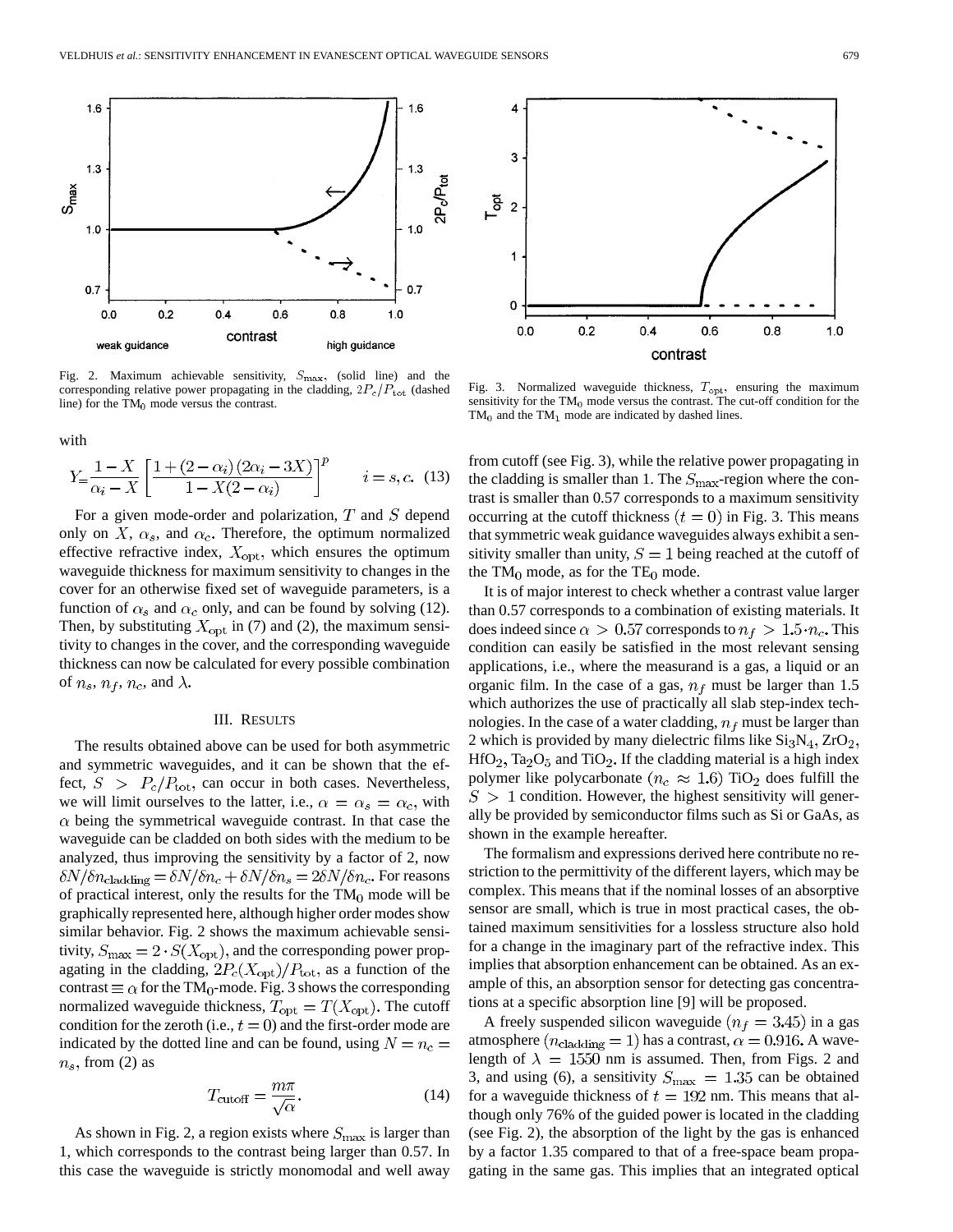Fig. 2. Maximum achievable sensitivity, $S_{\max}$, (solid line) and the corresponding relative power propagating in the cladding, $2P_c/P_{\rm tot}$ (dashed line) for the TM$_0$ mode versus the contrast.

Fig. 3. Normalized waveguide thickness, $T_{\rm opt}$, ensuring the maximum sensitivity for the TM$_0$ mode versus the contrast. The cut-off condition for the TM$_0$ and the TM$_1$ mode are indicated by dashed lines.

with

$$Y = \frac{1-X}{\alpha_i - X}\left[\frac{1+(2-\alpha_i)(2\alpha_i - 3X)}{1-X(2-\alpha_i)}\right]^p \qquad i = s, c. \quad (13)$$

For a given mode-order and polarization, $T$ and $S$ depend only on $X$, $\alpha_s$, and $\alpha_c$. Therefore, the optimum normalized effective refractive index, $X_{\rm opt}$, which ensures the optimum waveguide thickness for maximum sensitivity to changes in the cover for an otherwise fixed set of waveguide parameters, is a function of $\alpha_s$ and $\alpha_c$ only, and can be found by solving (12). Then, by substituting $X_{\rm opt}$ in (7) and (2), the maximum sensitivity to changes in the cover, and the corresponding waveguide thickness can now be calculated for every possible combination of $n_s$, $n_f$, $n_c$, and $\lambda$.

## III. Results

The results obtained above can be used for both asymmetric and symmetric waveguides, and it can be shown that the effect, $S > P_c/P_{\rm tot}$, can occur in both cases. Nevertheless, we will limit ourselves to the latter, i.e., $\alpha = \alpha_s = \alpha_c$, with $\alpha$ being the symmetrical waveguide contrast. In that case the waveguide can be cladded on both sides with the medium to be analyzed, thus improving the sensitivity by a factor of 2, now $\delta N/\delta n_{\rm cladding} = \delta N/\delta n_c + \delta N/\delta n_s = 2\delta N/\delta n_c$. For reasons of practical interest, only the results for the TM$_0$ mode will be graphically represented here, although higher order modes show similar behavior. Fig. 2 shows the maximum achievable sensitivity, $S_{\max} = 2\cdot S(X_{\rm opt})$, and the corresponding power propagating in the cladding, $2P_c(X_{\rm opt})/P_{\rm tot}$, as a function of the contrast $\equiv \alpha$ for the TM$_0$-mode. Fig. 3 shows the corresponding normalized waveguide thickness, $T_{\rm opt} = T(X_{\rm opt})$. The cutoff condition for the zeroth (i.e., $t = 0$) and the first-order mode are indicated by the dotted line and can be found, using $N = n_c = n_s$, from (2) as

$$T_{\rm cutoff} = \frac{m\pi}{\sqrt{\alpha}}. \quad (14)$$

As shown in Fig. 2, a region exists where $S_{\max}$ is larger than 1, which corresponds to the contrast being larger than 0.57. In this case the waveguide is strictly monomodal and well away from cutoff (see Fig. 3), while the relative power propagating in the cladding is smaller than 1. The $S_{\max}$-region where the contrast is smaller than 0.57 corresponds to a maximum sensitivity occurring at the cutoff thickness $(t = 0)$ in Fig. 3. This means that symmetric weak guidance waveguides always exhibit a sensitivity smaller than unity, $S = 1$ being reached at the cutoff of the TM$_0$ mode, as for the TE$_0$ mode.

It is of major interest to check whether a contrast value larger than 0.57 corresponds to a combination of existing materials. It does indeed since $\alpha > 0.57$ corresponds to $n_f > 1.5\cdot n_c$. This condition can easily be satisfied in the most relevant sensing applications, i.e., where the measurand is a gas, a liquid or an organic film. In the case of a gas, $n_f$ must be larger than 1.5 which authorizes the use of practically all slab step-index technologies. In the case of a water cladding, $n_f$ must be larger than 2 which is provided by many dielectric films like $Si_3N_4$, $ZrO_2$, $HfO_2$, $Ta_2O_5$ and $TiO_2$. If the cladding material is a high index polymer like polycarbonate $(n_c \approx 1.6)$ $TiO_2$ does fulfill the $S > 1$ condition. However, the highest sensitivity will generally be provided by semiconductor films such as Si or GaAs, as shown in the example hereafter.

The formalism and expressions derived here contribute no restriction to the permittivity of the different layers, which may be complex. This means that if the nominal losses of an absorptive sensor are small, which is true in most practical cases, the obtained maximum sensitivities for a lossless structure also hold for a change in the imaginary part of the refractive index. This implies that absorption enhancement can be obtained. As an example of this, an absorption sensor for detecting gas concentrations at a specific absorption line [9] will be proposed.

A freely suspended silicon waveguide $(n_f = 3.45)$ in a gas atmosphere $(n_{\rm cladding} = 1)$ has a contrast, $\alpha = 0.916$. A wavelength of $\lambda = 1550$ nm is assumed. Then, from Figs. 2 and 3, and using (6), a sensitivity $S_{\max} = 1.35$ can be obtained for a waveguide thickness of $t = 192$ nm. This means that although only 76% of the guided power is located in the cladding (see Fig. 2), the absorption of the light by the gas is enhanced by a factor 1.35 compared to that of a free-space beam propagating in the same gas. This implies that an integrated optical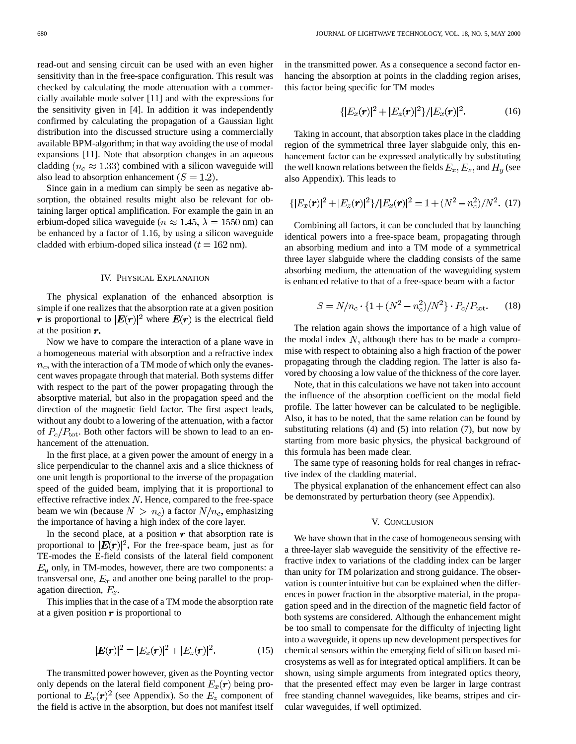read-out and sensing circuit can be used with an even higher sensitivity than in the free-space configuration. This result was checked by calculating the mode attenuation with a commercially available mode solver [11] and with the expressions for the sensitivity given in [4]. In addition it was independently confirmed by calculating the propagation of a Gaussian light distribution into the discussed structure using a commercially available BPM-algorithm; in that way avoiding the use of modal expansions [11]. Note that absorption changes in an aqueous cladding $(n_c \approx 1.33)$ combined with a silicon waveguide will also lead to absorption enhancement $(S = 1.2)$.

Since gain in a medium can simply be seen as negative absorption, the obtained results might also be relevant for obtaining larger optical amplification. For example the gain in an erbium-doped silica waveguide ($n \approx 1.45$, $\lambda = 1550$ nm) can be enhanced by a factor of 1.16, by using a silicon waveguide cladded with erbium-doped silica instead ($t = 162$ nm).

## IV. Physical Explanation

The physical explanation of the enhanced absorption is simple if one realizes that the absorption rate at a given position $\boldsymbol{r}$ is proportional to $|\boldsymbol{E}(\boldsymbol{r})|^2$ where $\boldsymbol{E}(\boldsymbol{r})$ is the electrical field at the position $\boldsymbol{r}$.

Now we have to compare the interaction of a plane wave in a homogeneous material with absorption and a refractive index $n_c$, with the interaction of a TM mode of which only the evanescent waves propagate through that material. Both systems differ with respect to the part of the power propagating through the absorptive material, but also in the propagation speed and the direction of the magnetic field factor. The first aspect leads, without any doubt to a lowering of the attenuation, with a factor of $P_c/P_{\text{tot}}$. Both other factors will be shown to lead to an enhancement of the attenuation.

In the first place, at a given power the amount of energy in a slice perpendicular to the channel axis and a slice thickness of one unit length is proportional to the inverse of the propagation speed of the guided beam, implying that it is proportional to effective refractive index $N$. Hence, compared to the free-space beam we win (because $N > n_c$) a factor $N/n_c$, emphasizing the importance of having a high index of the core layer.

In the second place, at a position $\boldsymbol{r}$ that absorption rate is proportional to $|\boldsymbol{E}(\boldsymbol{r})|^2$. For the free-space beam, just as for TE-modes the E-field consists of the lateral field component $E_y$ only, in TM-modes, however, there are two components: a transversal one, $E_x$ and another one being parallel to the propagation direction, $E_z$.

This implies that in the case of a TM mode the absorption rate at a given position $\boldsymbol{r}$ is proportional to

$$|\boldsymbol{E}(\boldsymbol{r})|^2 = |E_x(\boldsymbol{r})|^2 + |E_z(\boldsymbol{r})|^2. \tag{15}$$

The transmitted power however, given as the Poynting vector only depends on the lateral field component $E_x(\boldsymbol{r})$ being proportional to $E_x(\boldsymbol{r})^2$ (see Appendix). So the $E_z$ component of the field is active in the absorption, but does not manifest itself in the transmitted power. As a consequence a second factor enhancing the absorption at points in the cladding region arises, this factor being specific for TM modes

$$\{|E_x(\boldsymbol{r})|^2 + |E_z(\boldsymbol{r})|^2\}/|E_x(\boldsymbol{r})|^2. \tag{16}$$

Taking in account, that absorption takes place in the cladding region of the symmetrical three layer slabguide only, this enhancement factor can be expressed analytically by substituting the well known relations between the fields $E_x$, $E_z$, and $H_y$ (see also Appendix). This leads to

$$\{|E_x(\boldsymbol{r})|^2 + |E_z(\boldsymbol{r})|^2\}/|E_x(\boldsymbol{r})|^2 = 1 + (N^2 - n_c^2)/N^2. \tag{17}$$

Combining all factors, it can be concluded that by launching identical powers into a free-space beam, propagating through an absorbing medium and into a TM mode of a symmetrical three layer slabguide where the cladding consists of the same absorbing medium, the attenuation of the waveguiding system is enhanced relative to that of a free-space beam with a factor

$$S = N/n_c \cdot \{1 + (N^2 - n_c^2)/N^2\} \cdot P_c/P_{\text{tot}}. \tag{18}$$

The relation again shows the importance of a high value of the modal index $N$, although there has to be made a compromise with respect to obtaining also a high fraction of the power propagating through the cladding region. The latter is also favored by choosing a low value of the thickness of the core layer.

Note, that in this calculations we have not taken into account the influence of the absorption coefficient on the modal field profile. The latter however can be calculated to be negligible. Also, it has to be noted, that the same relation can be found by substituting relations (4) and (5) into relation (7), but now by starting from more basic physics, the physical background of this formula has been made clear.

The same type of reasoning holds for real changes in refractive index of the cladding material.

The physical explanation of the enhancement effect can also be demonstrated by perturbation theory (see Appendix).

## V. Conclusion

We have shown that in the case of homogeneous sensing with a three-layer slab waveguide the sensitivity of the effective refractive index to variations of the cladding index can be larger than unity for TM polarization and strong guidance. The observation is counter intuitive but can be explained when the differences in power fraction in the absorptive material, in the propagation speed and in the direction of the magnetic field factor of both systems are considered. Although the enhancement might be too small to compensate for the difficulty of injecting light into a waveguide, it opens up new development perspectives for chemical sensors within the emerging field of silicon based microsystems as well as for integrated optical amplifiers. It can be shown, using simple arguments from integrated optics theory, that the presented effect may even be larger in large contrast free standing channel waveguides, like beams, stripes and circular waveguides, if well optimized.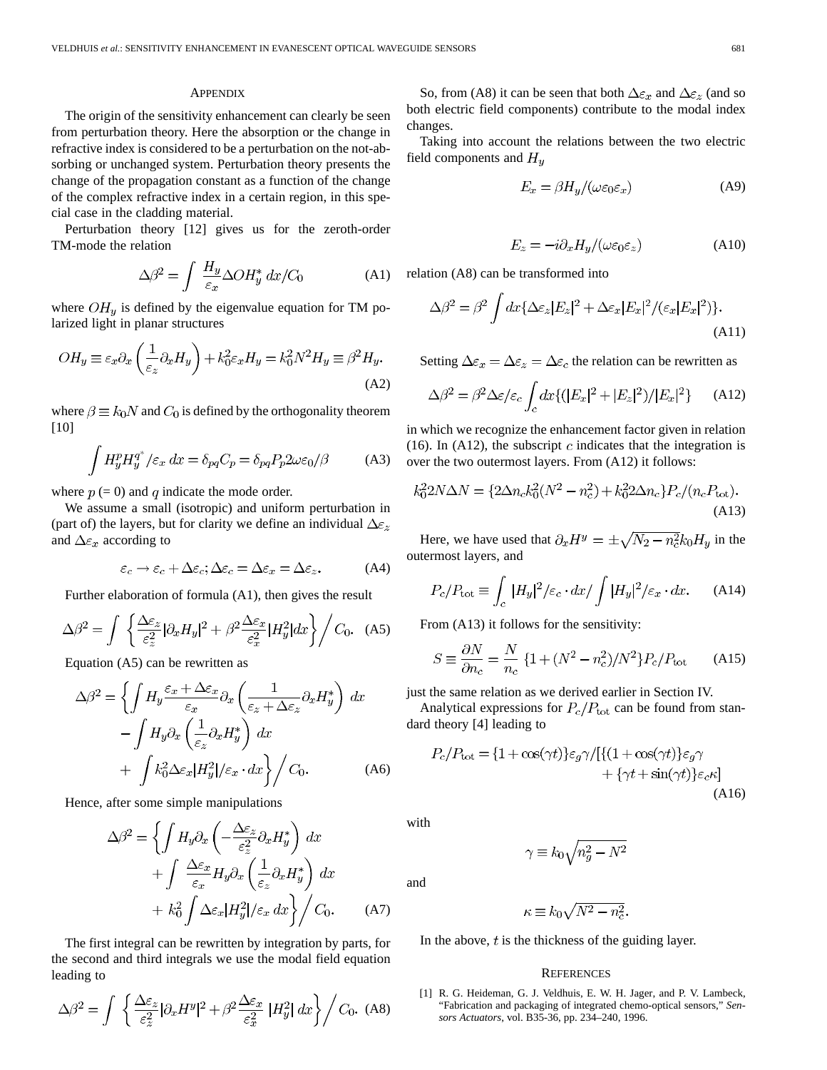## APPENDIX

The origin of the sensitivity enhancement can clearly be seen from perturbation theory. Here the absorption or the change in refractive index is considered to be a perturbation on the not-absorbing or unchanged system. Perturbation theory presents the change of the propagation constant as a function of the change of the complex refractive index in a certain region, in this special case in the cladding material.

Perturbation theory [12] gives us for the zeroth-order TM-mode the relation

$$\Delta\beta^2 = \int \frac{H_y}{\varepsilon_x} \Delta O H_y^* \, dx / C_0 \tag{A1}$$

where $OH_y$ is defined by the eigenvalue equation for TM polarized light in planar structures

$$OH_y \equiv \varepsilon_x \partial_x \left( \frac{1}{\varepsilon_z} \partial_x H_y \right) + k_0^2 \varepsilon_x H_y = k_0^2 N^2 H_y \equiv \beta^2 H_y. \tag{A2}$$

where $\beta \equiv k_0 N$ and $C_0$ is defined by the orthogonality theorem [10]

$$\int H_y^p H_y^{q^*} / \varepsilon_x \, dx = \delta_{pq} C_p = \delta_{pq} P_p 2\omega\varepsilon_0 / \beta \tag{A3}$$

where $p$ (= 0) and $q$ indicate the mode order.

We assume a small (isotropic) and uniform perturbation in (part of) the layers, but for clarity we define an individual $\Delta\varepsilon_z$ and $\Delta\varepsilon_x$ according to

$$\varepsilon_c \to \varepsilon_c + \Delta\varepsilon_c; \Delta\varepsilon_c = \Delta\varepsilon_x = \Delta\varepsilon_z. \tag{A4}$$

Further elaboration of formula (A1), then gives the result

$$\Delta\beta^2 = \int \left\{ \frac{\Delta\varepsilon_z}{\varepsilon_z^2} |\partial_x H_y|^2 + \beta^2 \frac{\Delta\varepsilon_x}{\varepsilon_x^2} |H_y^2| dx \right\} \Big/ C_0. \tag{A5}$$

Equation (A5) can be rewritten as

$$\begin{aligned}\Delta\beta^2 = \Bigg\{ &\int H_y \frac{\varepsilon_x + \Delta\varepsilon_x}{\varepsilon_x} \partial_x \left( \frac{1}{\varepsilon_z + \Delta\varepsilon_z} \partial_x H_y^* \right) dx \\ &- \int H_y \partial_x \left( \frac{1}{\varepsilon_z} \partial_x H_y^* \right) dx \\ &+ \int k_0^2 \Delta\varepsilon_x |H_y^2| / \varepsilon_x \cdot dx \Bigg\} \Big/ C_0. \end{aligned} \tag{A6}$$

Hence, after some simple manipulations

$$\begin{aligned}\Delta\beta^2 = \Bigg\{ &\int H_y \partial_x \left( -\frac{\Delta\varepsilon_z}{\varepsilon_z^2} \partial_x H_y^* \right) dx \\ &+ \int \frac{\Delta\varepsilon_x}{\varepsilon_x} H_y \partial_x \left( \frac{1}{\varepsilon_z} \partial_x H_y^* \right) dx \\ &+ k_0^2 \int \Delta\varepsilon_x |H_y^2| / \varepsilon_x \, dx \Bigg\} \Big/ C_0. \end{aligned} \tag{A7}$$

The first integral can be rewritten by integration by parts, for the second and third integrals we use the modal field equation leading to

$$\Delta\beta^2 = \int \left\{ \frac{\Delta\varepsilon_z}{\varepsilon_z^2} |\partial_x H^y|^2 + \beta^2 \frac{\Delta\varepsilon_x}{\varepsilon_x^2} |H_y^2| \, dx \right\} \Big/ C_0. \tag{A8}$$

So, from (A8) it can be seen that both $\Delta\varepsilon_x$ and $\Delta\varepsilon_z$ (and so both electric field components) contribute to the modal index changes.

Taking into account the relations between the two electric field components and $H_y$

$$E_x = \beta H_y / (\omega\varepsilon_0\varepsilon_x) \tag{A9}$$

$$E_z = -i\partial_x H_y / (\omega\varepsilon_0\varepsilon_z) \tag{A10}$$

relation (A8) can be transformed into

$$\Delta\beta^2 = \beta^2 \int dx \{ \Delta\varepsilon_z |E_z|^2 + \Delta\varepsilon_x |E_x|^2 / (\varepsilon_x |E_x|^2) \}. \tag{A11}$$

Setting $\Delta\varepsilon_x = \Delta\varepsilon_z = \Delta\varepsilon_c$ the relation can be rewritten as

$$\Delta\beta^2 = \beta^2 \Delta\varepsilon / \varepsilon_c \int_c dx \{ (|E_x|^2 + |E_z|^2) / |E_x|^2 \} \tag{A12}$$

in which we recognize the enhancement factor given in relation (16). In (A12), the subscript $c$ indicates that the integration is over the two outermost layers. From (A12) it follows:

$$k_0^2 2N\Delta N = \{ 2\Delta n_c k_0^2 (N^2 - n_c^2) + k_0^2 2\Delta n_c \} P_c / (n_c P_{\text{tot}}). \tag{A13}$$

Here, we have used that $\partial_x H^y = \pm\sqrt{N_2 - n_c^2} k_0 H_y$ in the outermost layers, and

$$P_c / P_{\text{tot}} \equiv \int_c |H_y|^2 / \varepsilon_c \cdot dx \Big/ \int |H_y|^2 / \varepsilon_x \cdot dx. \tag{A14}$$

From (A13) it follows for the sensitivity:

$$S \equiv \frac{\partial N}{\partial n_c} = \frac{N}{n_c} \{ 1 + (N^2 - n_c^2) / N^2 \} P_c / P_{\text{tot}} \tag{A15}$$

just the same relation as we derived earlier in Section IV.

Analytical expressions for $P_c / P_{\text{tot}}$ can be found from standard theory [4] leading to

$$\begin{aligned} P_c / P_{\text{tot}} = \{ 1 + \cos(\gamma t) \} \varepsilon_g \gamma / [ \{ (1 + \cos(\gamma t) \} \varepsilon_g \gamma \\ + \{ \gamma t + \sin(\gamma t) \} \varepsilon_c \kappa ] \end{aligned} \tag{A16}$$

with

$$\gamma \equiv k_0 \sqrt{n_g^2 - N^2}$$

and

$$\kappa \equiv k_0 \sqrt{N^2 - n_c^2}.$$

In the above, $t$ is the thickness of the guiding layer.

## REFERENCES

[1] R. G. Heideman, G. J. Veldhuis, E. W. H. Jager, and P. V. Lambeck, "Fabrication and packaging of integrated chemo-optical sensors," *Sensors Actuators*, vol. B35-36, pp. 234–240, 1996.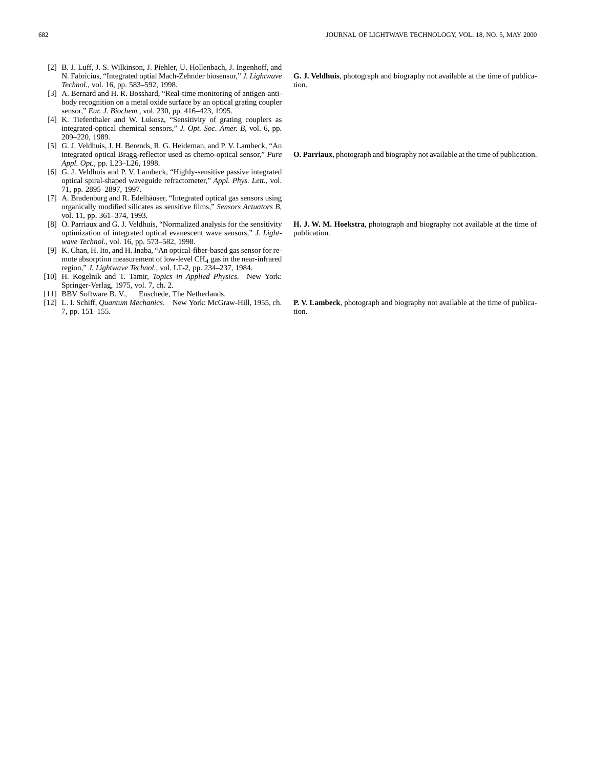[2] B. J. Luff, J. S. Wilkinson, J. Piehler, U. Hollenbach, J. Ingenhoff, and N. Fabricius, "Integrated optial Mach-Zehnder biosensor," *J. Lightwave Technol.*, vol. 16, pp. 583–592, 1998.

[3] A. Bernard and H. R. Bosshard, "Real-time monitoring of antigen-antibody recognition on a metal oxide surface by an optical grating coupler sensor," *Eur. J. Biochem.*, vol. 230, pp. 416–423, 1995.

[4] K. Tiefenthaler and W. Lukosz, "Sensitivity of grating couplers as integrated-optical chemical sensors," *J. Opt. Soc. Amer. B*, vol. 6, pp. 209–220, 1989.

[5] G. J. Veldhuis, J. H. Berends, R. G. Heideman, and P. V. Lambeck, "An integrated optical Bragg-reflector used as chemo-optical sensor," *Pure Appl. Opt.*, pp. L23–L26, 1998.

[6] G. J. Veldhuis and P. V. Lambeck, "Highly-sensitive passive integrated optical spiral-shaped waveguide refractometer," *Appl. Phys. Lett.*, vol. 71, pp. 2895–2897, 1997.

[7] A. Bradenburg and R. Edelhäuser, "Integrated optical gas sensors using organically modified silicates as sensitive films," *Sensors Actuators B*, vol. 11, pp. 361–374, 1993.

[8] O. Parriaux and G. J. Veldhuis, "Normalized analysis for the sensitivity optimization of integrated optical evanescent wave sensors," *J. Lightwave Technol.*, vol. 16, pp. 573–582, 1998.

[9] K. Chan, H. Ito, and H. Inaba, "An optical-fiber-based gas sensor for remote absorption measurement of low-level $CH_4$ gas in the near-infrared region," *J. Lightwave Technol.*, vol. LT-2, pp. 234–237, 1984.

[10] H. Kogelnik and T. Tamir, *Topics in Applied Physics*. New York: Springer-Verlag, 1975, vol. 7, ch. 2.

[11] BBV Software B. V., Enschede, The Netherlands.

[12] L. I. Schiff, *Quantum Mechanics*. New York: McGraw-Hill, 1955, ch. 7, pp. 151–155.

**G. J. Veldhuis**, photograph and biography not available at the time of publication.

**O. Parriaux**, photograph and biography not available at the time of publication.

**H. J. W. M. Hoekstra**, photograph and biography not available at the time of publication.

**P. V. Lambeck**, photograph and biography not available at the time of publication.